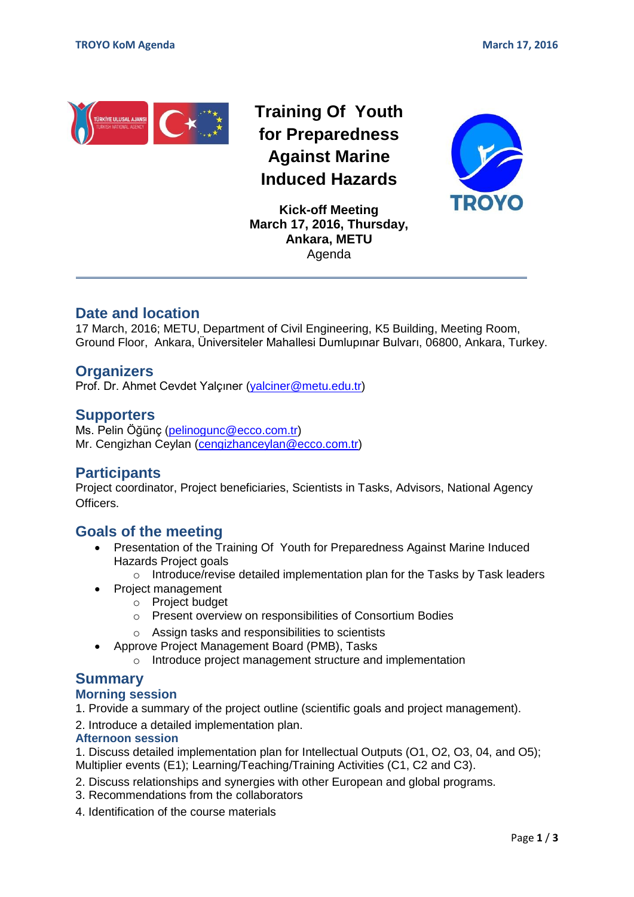# Training Of Youth for Preparedness Against Marine Induced Hazards

**Kick-off Meeting**
**March 17, 2016, Thursday,**
**Ankara, METU**
Agenda

---

## Date and location

17 March, 2016; METU, Department of Civil Engineering, K5 Building, Meeting Room, Ground Floor, Ankara, Üniversiteler Mahallesi Dumlupınar Bulvarı, 06800, Ankara, Turkey.

## Organizers

Prof. Dr. Ahmet Cevdet Yalçıner (yalciner@metu.edu.tr)

## Supporters

Ms. Pelin Öğünç (pelinogunc@ecco.com.tr)
Mr. Cengizhan Ceylan (cengizhanceylan@ecco.com.tr)

## Participants

Project coordinator, Project beneficiaries, Scientists in Tasks, Advisors, National Agency Officers.

## Goals of the meeting

- Presentation of the Training Of Youth for Preparedness Against Marine Induced Hazards Project goals
  - Introduce/revise detailed implementation plan for the Tasks by Task leaders
- Project management
  - Project budget
  - Present overview on responsibilities of Consortium Bodies
  - Assign tasks and responsibilities to scientists
- Approve Project Management Board (PMB), Tasks
  - Introduce project management structure and implementation

## Summary

### Morning session

1. Provide a summary of the project outline (scientific goals and project management).
2. Introduce a detailed implementation plan.

### Afternoon session

1. Discuss detailed implementation plan for Intellectual Outputs (O1, O2, O3, 04, and O5); Multiplier events (E1); Learning/Teaching/Training Activities (C1, C2 and C3).
2. Discuss relationships and synergies with other European and global programs.
3. Recommendations from the collaborators
4. Identification of the course materials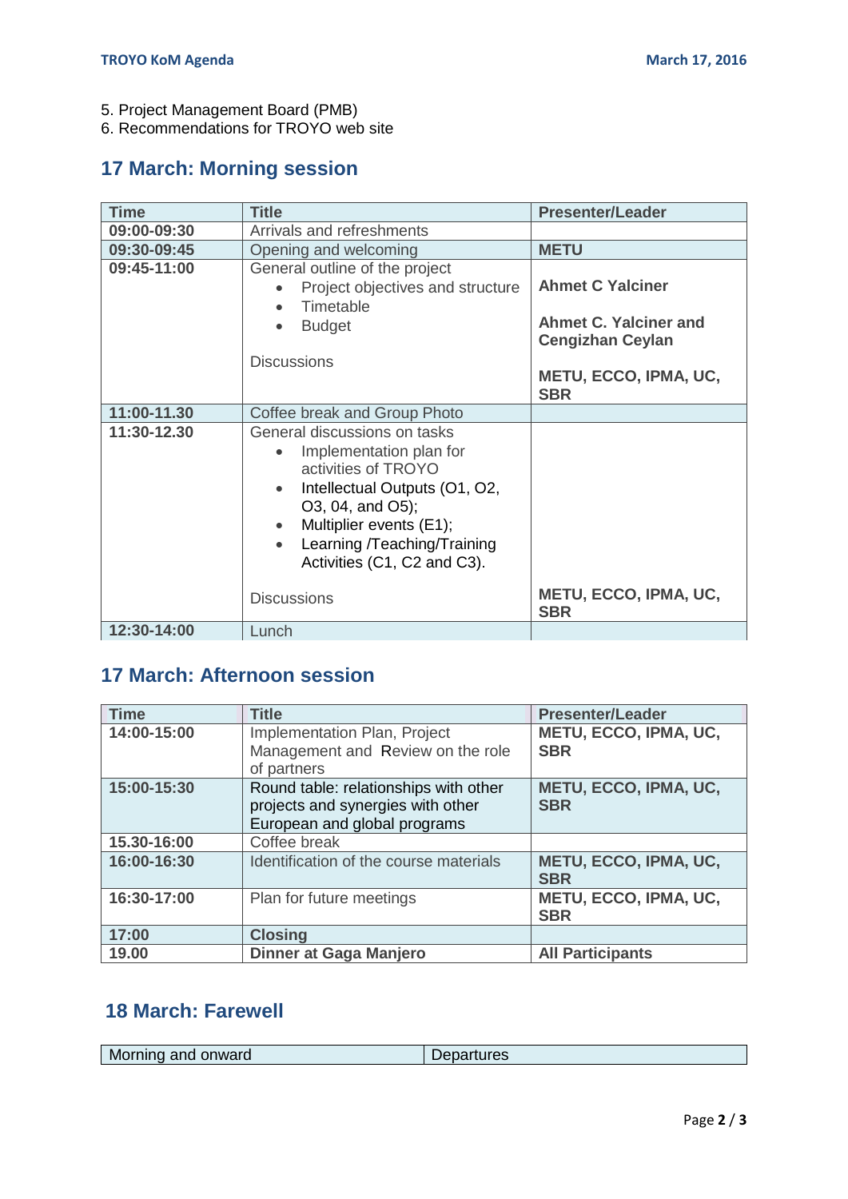5. Project Management Board (PMB)
6. Recommendations for TROYO web site

## 17 March: Morning session

| Time | Title | Presenter/Leader |
| --- | --- | --- |
| 09:00-09:30 | Arrivals and refreshments | |
| 09:30-09:45 | Opening and welcoming | **METU** |
| 09:45-11:00 | General outline of the project<br>• Project objectives and structure<br>• Timetable<br>• Budget<br><br>Discussions | **Ahmet C Yalciner**<br><br>**Ahmet C. Yalciner and Cengizhan Ceylan**<br><br>**METU, ECCO, IPMA, UC, SBR** |
| 11:00-11.30 | Coffee break and Group Photo | |
| 11:30-12.30 | General discussions on tasks<br>• Implementation plan for activities of TROYO<br>• Intellectual Outputs (O1, O2, O3, 04, and O5);<br>• Multiplier events (E1);<br>• Learning /Teaching/Training Activities (C1, C2 and C3).<br><br>Discussions | **METU, ECCO, IPMA, UC, SBR** |
| 12:30-14:00 | Lunch | |

## 17 March: Afternoon session

| Time | Title | Presenter/Leader |
| --- | --- | --- |
| 14:00-15:00 | Implementation Plan, Project Management and Review on the role of partners | **METU, ECCO, IPMA, UC, SBR** |
| 15:00-15:30 | Round table: relationships with other projects and synergies with other European and global programs | **METU, ECCO, IPMA, UC, SBR** |
| 15.30-16:00 | Coffee break | |
| 16:00-16:30 | Identification of the course materials | **METU, ECCO, IPMA, UC, SBR** |
| 16:30-17:00 | Plan for future meetings | **METU, ECCO, IPMA, UC, SBR** |
| 17:00 | **Closing** | |
| 19.00 | **Dinner at Gaga Manjero** | **All Participants** |

## 18 March: Farewell

| Morning and onward | Departures |
| --- | --- |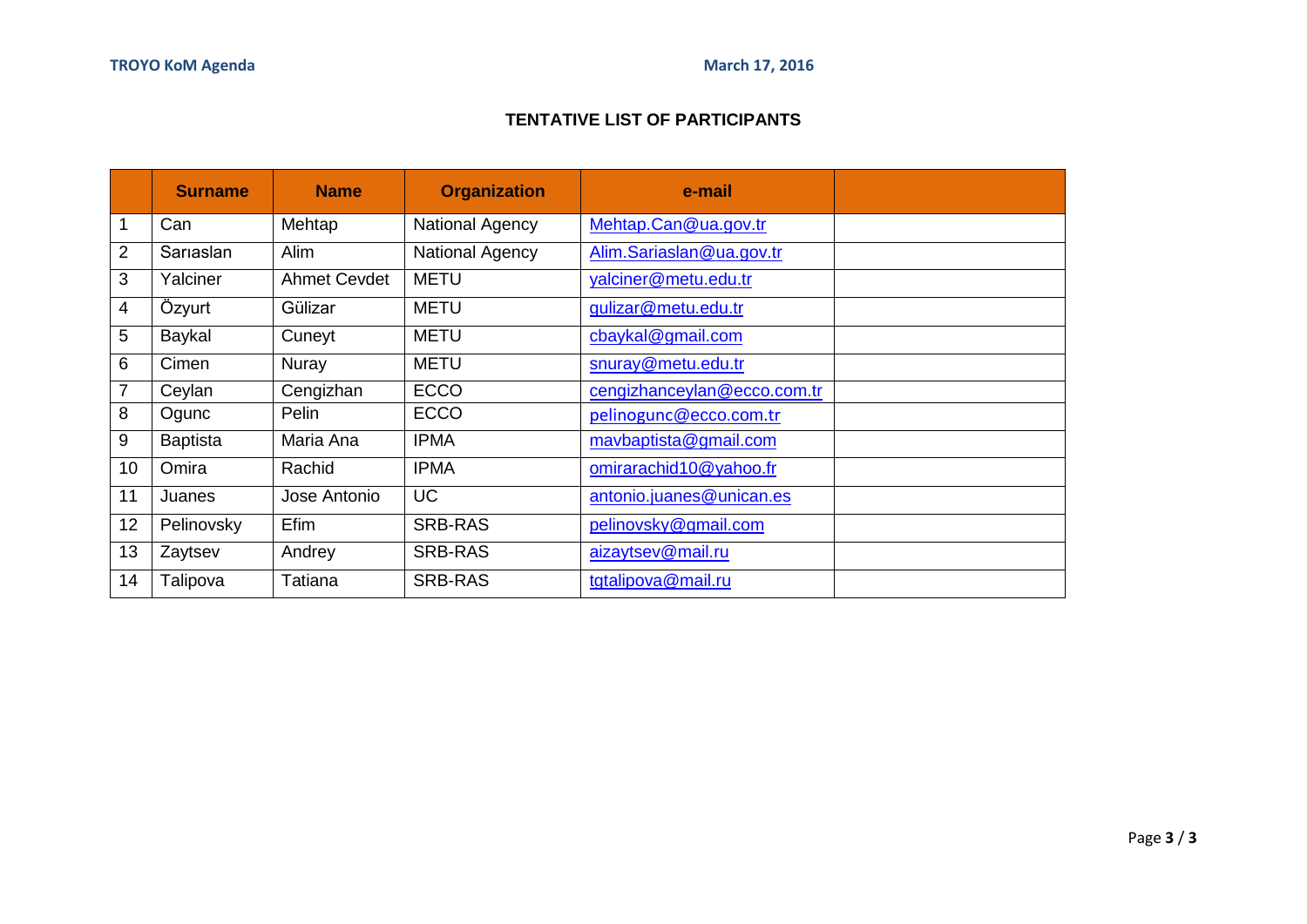## TENTATIVE LIST OF PARTICIPANTS

| | Surname | Name | Organization | e-mail | |
|---|---|---|---|---|---|
| 1 | Can | Mehtap | National Agency | Mehtap.Can@ua.gov.tr | |
| 2 | Sarıaslan | Alim | National Agency | Alim.Sariaslan@ua.gov.tr | |
| 3 | Yalciner | Ahmet Cevdet | METU | yalciner@metu.edu.tr | |
| 4 | Özyurt | Gülizar | METU | gulizar@metu.edu.tr | |
| 5 | Baykal | Cuneyt | METU | cbaykal@gmail.com | |
| 6 | Cimen | Nuray | METU | snuray@metu.edu.tr | |
| 7 | Ceylan | Cengizhan | ECCO | cengizhanceylan@ecco.com.tr | |
| 8 | Ogunc | Pelin | ECCO | pelinogunc@ecco.com.tr | |
| 9 | Baptista | Maria Ana | IPMA | mavbaptista@gmail.com | |
| 10 | Omira | Rachid | IPMA | omirarachid10@yahoo.fr | |
| 11 | Juanes | Jose Antonio | UC | antonio.juanes@unican.es | |
| 12 | Pelinovsky | Efim | SRB-RAS | pelinovsky@gmail.com | |
| 13 | Zaytsev | Andrey | SRB-RAS | aizaytsev@mail.ru | |
| 14 | Talipova | Tatiana | SRB-RAS | tgtalipova@mail.ru | |